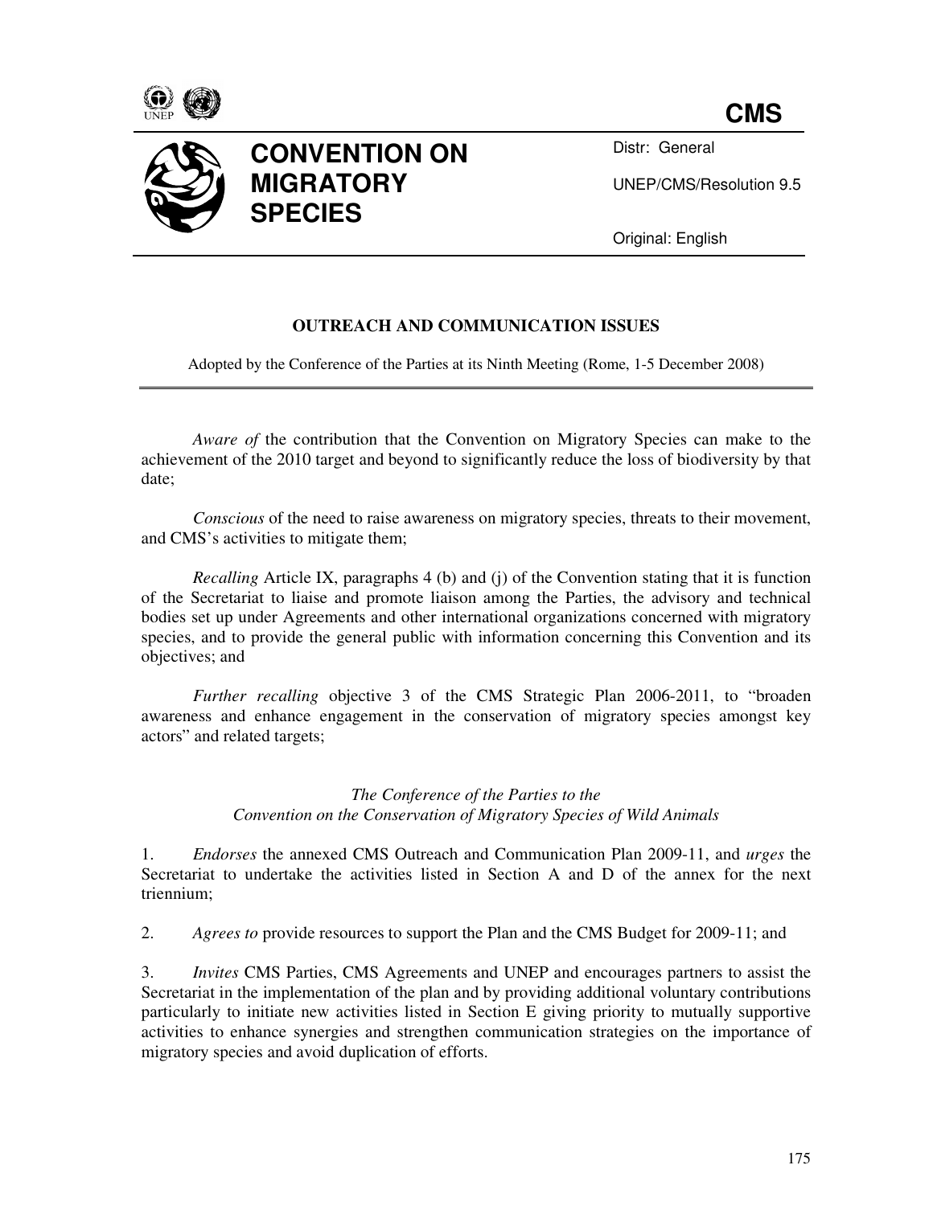CMS

# CONVENTION ON MIGRATORY SPECIES

Distr: General

UNEP/CMS/Resolution 9.5

Original: English

## OUTREACH AND COMMUNICATION ISSUES

Adopted by the Conference of the Parties at its Ninth Meeting (Rome, 1-5 December 2008)

*Aware of* the contribution that the Convention on Migratory Species can make to the achievement of the 2010 target and beyond to significantly reduce the loss of biodiversity by that date;

*Conscious* of the need to raise awareness on migratory species, threats to their movement, and CMS's activities to mitigate them;

*Recalling* Article IX, paragraphs 4 (b) and (j) of the Convention stating that it is function of the Secretariat to liaise and promote liaison among the Parties, the advisory and technical bodies set up under Agreements and other international organizations concerned with migratory species, and to provide the general public with information concerning this Convention and its objectives; and

*Further recalling* objective 3 of the CMS Strategic Plan 2006-2011, to "broaden awareness and enhance engagement in the conservation of migratory species amongst key actors" and related targets;

*The Conference of the Parties to the*
*Convention on the Conservation of Migratory Species of Wild Animals*

1. *Endorses* the annexed CMS Outreach and Communication Plan 2009-11, and *urges* the Secretariat to undertake the activities listed in Section A and D of the annex for the next triennium;

2. *Agrees to* provide resources to support the Plan and the CMS Budget for 2009-11; and

3. *Invites* CMS Parties, CMS Agreements and UNEP and encourages partners to assist the Secretariat in the implementation of the plan and by providing additional voluntary contributions particularly to initiate new activities listed in Section E giving priority to mutually supportive activities to enhance synergies and strengthen communication strategies on the importance of migratory species and avoid duplication of efforts.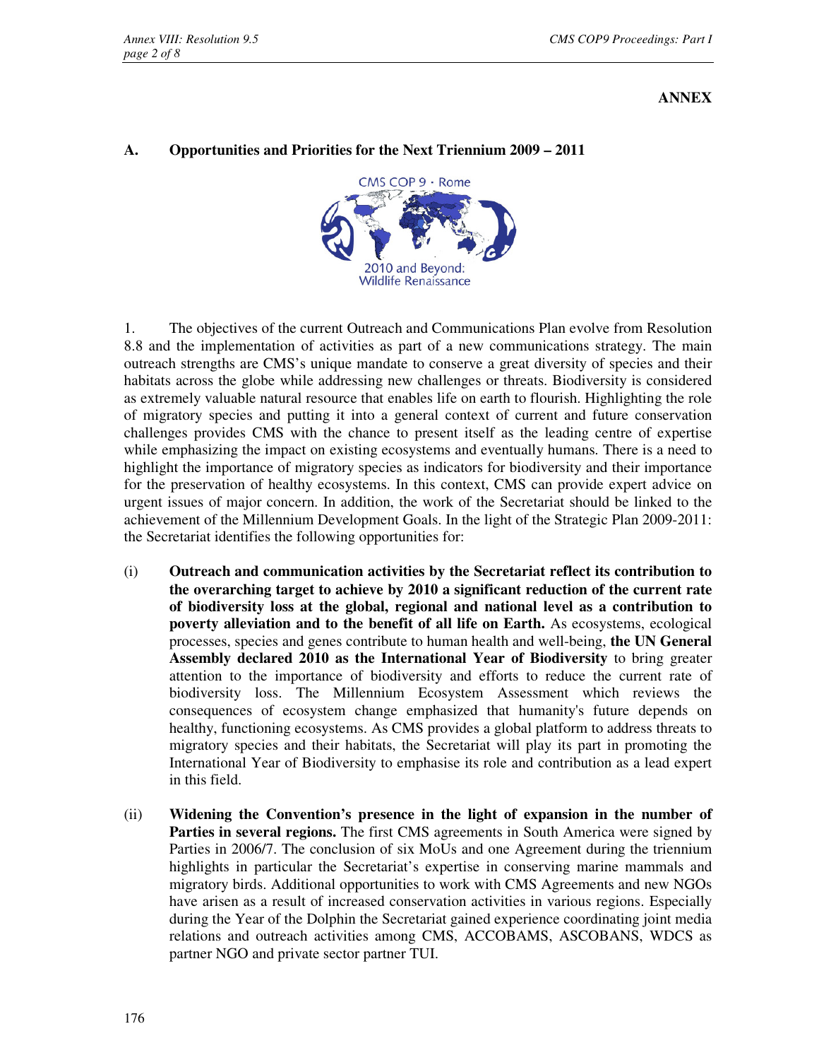**ANNEX**

## A. Opportunities and Priorities for the Next Triennium 2009 – 2011

CMS COP 9 · Rome

2010 and Beyond: Wildlife Renaissance

1. The objectives of the current Outreach and Communications Plan evolve from Resolution 8.8 and the implementation of activities as part of a new communications strategy. The main outreach strengths are CMS's unique mandate to conserve a great diversity of species and their habitats across the globe while addressing new challenges or threats. Biodiversity is considered as extremely valuable natural resource that enables life on earth to flourish. Highlighting the role of migratory species and putting it into a general context of current and future conservation challenges provides CMS with the chance to present itself as the leading centre of expertise while emphasizing the impact on existing ecosystems and eventually humans. There is a need to highlight the importance of migratory species as indicators for biodiversity and their importance for the preservation of healthy ecosystems. In this context, CMS can provide expert advice on urgent issues of major concern. In addition, the work of the Secretariat should be linked to the achievement of the Millennium Development Goals. In the light of the Strategic Plan 2009-2011: the Secretariat identifies the following opportunities for:

(i) **Outreach and communication activities by the Secretariat reflect its contribution to the overarching target to achieve by 2010 a significant reduction of the current rate of biodiversity loss at the global, regional and national level as a contribution to poverty alleviation and to the benefit of all life on Earth.** As ecosystems, ecological processes, species and genes contribute to human health and well-being, **the UN General Assembly declared 2010 as the International Year of Biodiversity** to bring greater attention to the importance of biodiversity and efforts to reduce the current rate of biodiversity loss. The Millennium Ecosystem Assessment which reviews the consequences of ecosystem change emphasized that humanity's future depends on healthy, functioning ecosystems. As CMS provides a global platform to address threats to migratory species and their habitats, the Secretariat will play its part in promoting the International Year of Biodiversity to emphasise its role and contribution as a lead expert in this field.

(ii) **Widening the Convention's presence in the light of expansion in the number of Parties in several regions.** The first CMS agreements in South America were signed by Parties in 2006/7. The conclusion of six MoUs and one Agreement during the triennium highlights in particular the Secretariat's expertise in conserving marine mammals and migratory birds. Additional opportunities to work with CMS Agreements and new NGOs have arisen as a result of increased conservation activities in various regions. Especially during the Year of the Dolphin the Secretariat gained experience coordinating joint media relations and outreach activities among CMS, ACCOBAMS, ASCOBANS, WDCS as partner NGO and private sector partner TUI.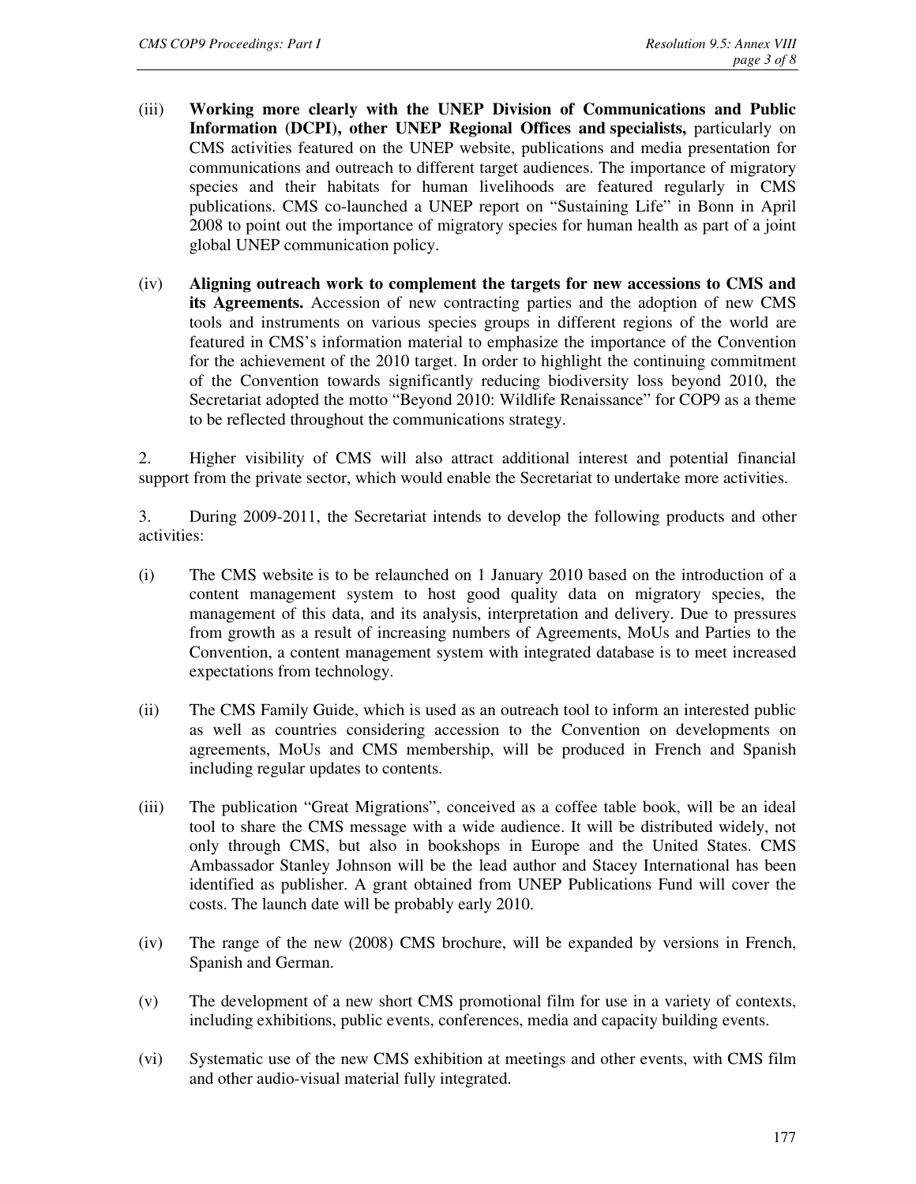(iii) **Working more clearly with the UNEP Division of Communications and Public Information (DCPI), other UNEP Regional Offices and specialists,** particularly on CMS activities featured on the UNEP website, publications and media presentation for communications and outreach to different target audiences. The importance of migratory species and their habitats for human livelihoods are featured regularly in CMS publications. CMS co-launched a UNEP report on "Sustaining Life" in Bonn in April 2008 to point out the importance of migratory species for human health as part of a joint global UNEP communication policy.

(iv) **Aligning outreach work to complement the targets for new accessions to CMS and its Agreements.** Accession of new contracting parties and the adoption of new CMS tools and instruments on various species groups in different regions of the world are featured in CMS's information material to emphasize the importance of the Convention for the achievement of the 2010 target. In order to highlight the continuing commitment of the Convention towards significantly reducing biodiversity loss beyond 2010, the Secretariat adopted the motto "Beyond 2010: Wildlife Renaissance" for COP9 as a theme to be reflected throughout the communications strategy.

2. Higher visibility of CMS will also attract additional interest and potential financial support from the private sector, which would enable the Secretariat to undertake more activities.

3. During 2009-2011, the Secretariat intends to develop the following products and other activities:

(i) The CMS website is to be relaunched on 1 January 2010 based on the introduction of a content management system to host good quality data on migratory species, the management of this data, and its analysis, interpretation and delivery. Due to pressures from growth as a result of increasing numbers of Agreements, MoUs and Parties to the Convention, a content management system with integrated database is to meet increased expectations from technology.

(ii) The CMS Family Guide, which is used as an outreach tool to inform an interested public as well as countries considering accession to the Convention on developments on agreements, MoUs and CMS membership, will be produced in French and Spanish including regular updates to contents.

(iii) The publication "Great Migrations", conceived as a coffee table book, will be an ideal tool to share the CMS message with a wide audience. It will be distributed widely, not only through CMS, but also in bookshops in Europe and the United States. CMS Ambassador Stanley Johnson will be the lead author and Stacey International has been identified as publisher. A grant obtained from UNEP Publications Fund will cover the costs. The launch date will be probably early 2010.

(iv) The range of the new (2008) CMS brochure, will be expanded by versions in French, Spanish and German.

(v) The development of a new short CMS promotional film for use in a variety of contexts, including exhibitions, public events, conferences, media and capacity building events.

(vi) Systematic use of the new CMS exhibition at meetings and other events, with CMS film and other audio-visual material fully integrated.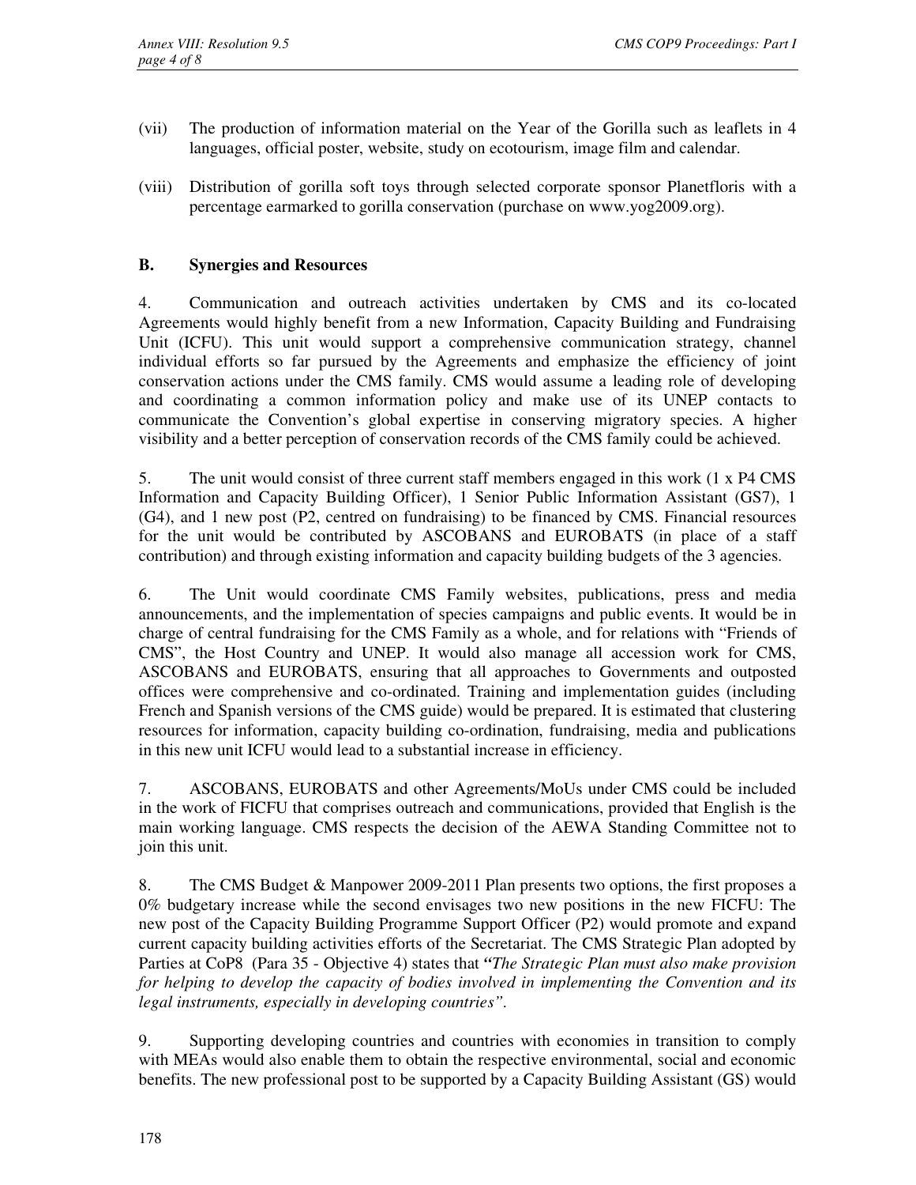(vii) The production of information material on the Year of the Gorilla such as leaflets in 4 languages, official poster, website, study on ecotourism, image film and calendar.

(viii) Distribution of gorilla soft toys through selected corporate sponsor Planetfloris with a percentage earmarked to gorilla conservation (purchase on www.yog2009.org).

## B. Synergies and Resources

4. Communication and outreach activities undertaken by CMS and its co-located Agreements would highly benefit from a new Information, Capacity Building and Fundraising Unit (ICFU). This unit would support a comprehensive communication strategy, channel individual efforts so far pursued by the Agreements and emphasize the efficiency of developing joint conservation actions under the CMS family. CMS would assume a leading role of developing and coordinating a common information policy and make use of its UNEP contacts to communicate the Convention's global expertise in conserving migratory species. A higher visibility and a better perception of conservation records of the CMS family could be achieved.

5. The unit would consist of three current staff members engaged in this work (1 x P4 CMS Information and Capacity Building Officer), 1 Senior Public Information Assistant (GS7), 1 (G4), and 1 new post (P2, centred on fundraising) to be financed by CMS. Financial resources for the unit would be contributed by ASCOBANS and EUROBATS (in place of a staff contribution) and through existing information and capacity building budgets of the 3 agencies.

6. The Unit would coordinate CMS Family websites, publications, press and media announcements, and the implementation of species campaigns and public events. It would be in charge of central fundraising for the CMS Family as a whole, and for relations with "Friends of CMS", the Host Country and UNEP. It would also manage all accession work for CMS, ASCOBANS and EUROBATS, ensuring that all approaches to Governments and outposted offices were comprehensive and co-ordinated. Training and implementation guides (including French and Spanish versions of the CMS guide) would be prepared. It is estimated that clustering resources for information, capacity building co-ordination, fundraising, media and publications in this new unit ICFU would lead to a substantial increase in efficiency.

7. ASCOBANS, EUROBATS and other Agreements/MoUs under CMS could be included in the work of FICFU that comprises outreach and communications, provided that English is the main working language. CMS respects the decision of the AEWA Standing Committee not to join this unit.

8. The CMS Budget & Manpower 2009-2011 Plan presents two options, the first proposes a 0% budgetary increase while the second envisages two new positions in the new FICFU: The new post of the Capacity Building Programme Support Officer (P2) would promote and expand current capacity building activities efforts of the Secretariat. The CMS Strategic Plan adopted by Parties at CoP8 (Para 35 - Objective 4) states that ***"The Strategic Plan must also make provision for helping to develop the capacity of bodies involved in implementing the Convention and its legal instruments, especially in developing countries"***.

9. Supporting developing countries and countries with economies in transition to comply with MEAs would also enable them to obtain the respective environmental, social and economic benefits. The new professional post to be supported by a Capacity Building Assistant (GS) would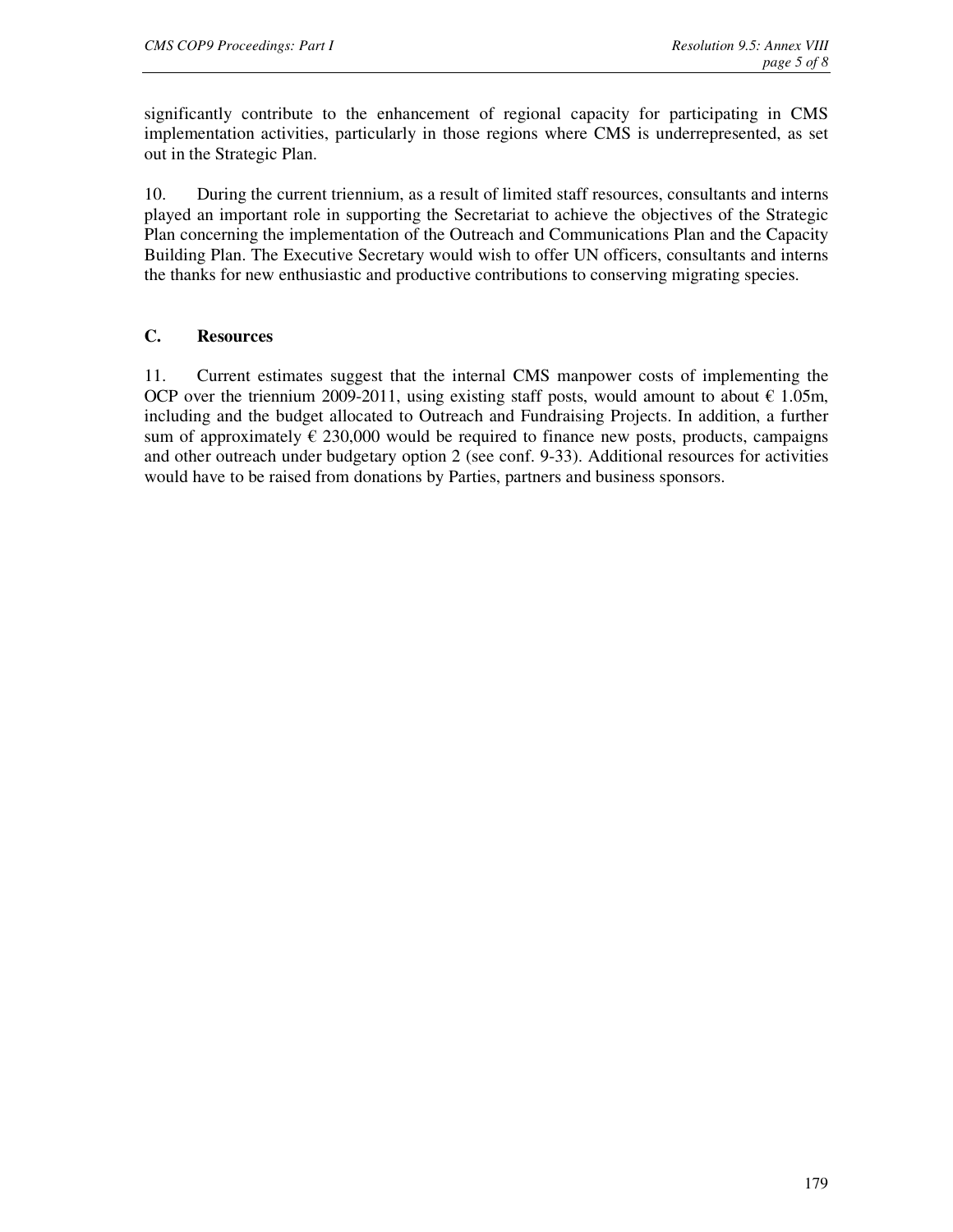significantly contribute to the enhancement of regional capacity for participating in CMS implementation activities, particularly in those regions where CMS is underrepresented, as set out in the Strategic Plan.

10. During the current triennium, as a result of limited staff resources, consultants and interns played an important role in supporting the Secretariat to achieve the objectives of the Strategic Plan concerning the implementation of the Outreach and Communications Plan and the Capacity Building Plan. The Executive Secretary would wish to offer UN officers, consultants and interns the thanks for new enthusiastic and productive contributions to conserving migrating species.

## C. Resources

11. Current estimates suggest that the internal CMS manpower costs of implementing the OCP over the triennium 2009-2011, using existing staff posts, would amount to about € 1.05m, including and the budget allocated to Outreach and Fundraising Projects. In addition, a further sum of approximately € 230,000 would be required to finance new posts, products, campaigns and other outreach under budgetary option 2 (see conf. 9-33). Additional resources for activities would have to be raised from donations by Parties, partners and business sponsors.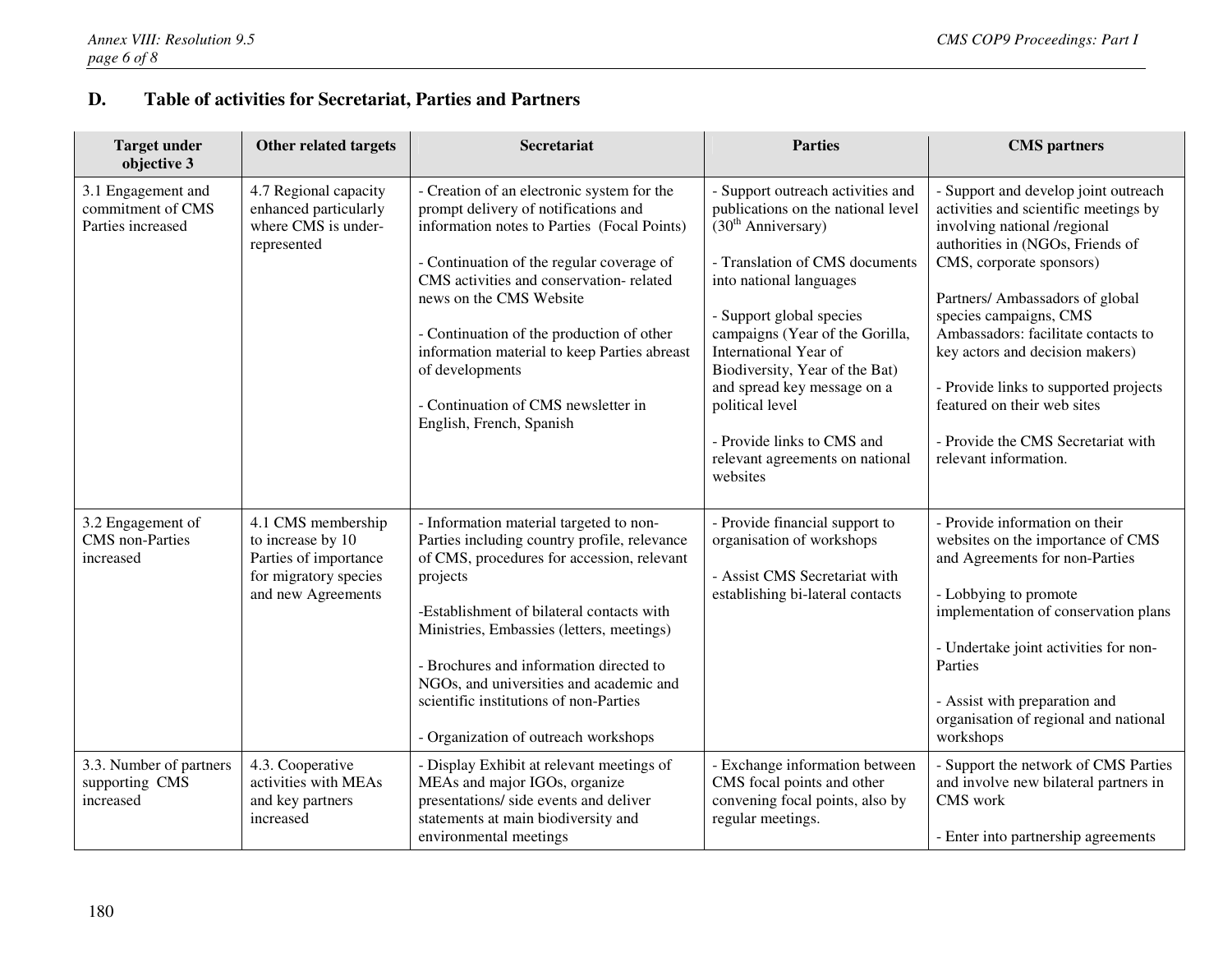## D. Table of activities for Secretariat, Parties and Partners

| Target under objective 3 | Other related targets | Secretariat | Parties | CMS partners |
|---|---|---|---|---|
| 3.1 Engagement and commitment of CMS Parties increased | 4.7 Regional capacity enhanced particularly where CMS is under-represented | - Creation of an electronic system for the prompt delivery of notifications and information notes to Parties (Focal Points)<br><br>- Continuation of the regular coverage of CMS activities and conservation- related news on the CMS Website<br><br>- Continuation of the production of other information material to keep Parties abreast of developments<br><br>- Continuation of CMS newsletter in English, French, Spanish | - Support outreach activities and publications on the national level (30th Anniversary)<br><br>- Translation of CMS documents into national languages<br><br>- Support global species campaigns (Year of the Gorilla, International Year of Biodiversity, Year of the Bat) and spread key message on a political level<br><br>- Provide links to CMS and relevant agreements on national websites | - Support and develop joint outreach activities and scientific meetings by involving national /regional authorities in (NGOs, Friends of CMS, corporate sponsors)<br><br>Partners/ Ambassadors of global species campaigns, CMS Ambassadors: facilitate contacts to key actors and decision makers)<br><br>- Provide links to supported projects featured on their web sites<br><br>- Provide the CMS Secretariat with relevant information. |
| 3.2 Engagement of CMS non-Parties increased | 4.1 CMS membership to increase by 10 Parties of importance for migratory species and new Agreements | - Information material targeted to non-Parties including country profile, relevance of CMS, procedures for accession, relevant projects<br><br>-Establishment of bilateral contacts with Ministries, Embassies (letters, meetings)<br><br>- Brochures and information directed to NGOs, and universities and academic and scientific institutions of non-Parties<br><br>- Organization of outreach workshops | - Provide financial support to organisation of workshops<br><br>- Assist CMS Secretariat with establishing bi-lateral contacts | - Provide information on their websites on the importance of CMS and Agreements for non-Parties<br><br>- Lobbying to promote implementation of conservation plans<br><br>- Undertake joint activities for non-Parties<br><br>- Assist with preparation and organisation of regional and national workshops |
| 3.3. Number of partners supporting CMS increased | 4.3. Cooperative activities with MEAs and key partners increased | - Display Exhibit at relevant meetings of MEAs and major IGOs, organize presentations/ side events and deliver statements at main biodiversity and environmental meetings | - Exchange information between CMS focal points and other convening focal points, also by regular meetings. | - Support the network of CMS Parties and involve new bilateral partners in CMS work<br><br>- Enter into partnership agreements |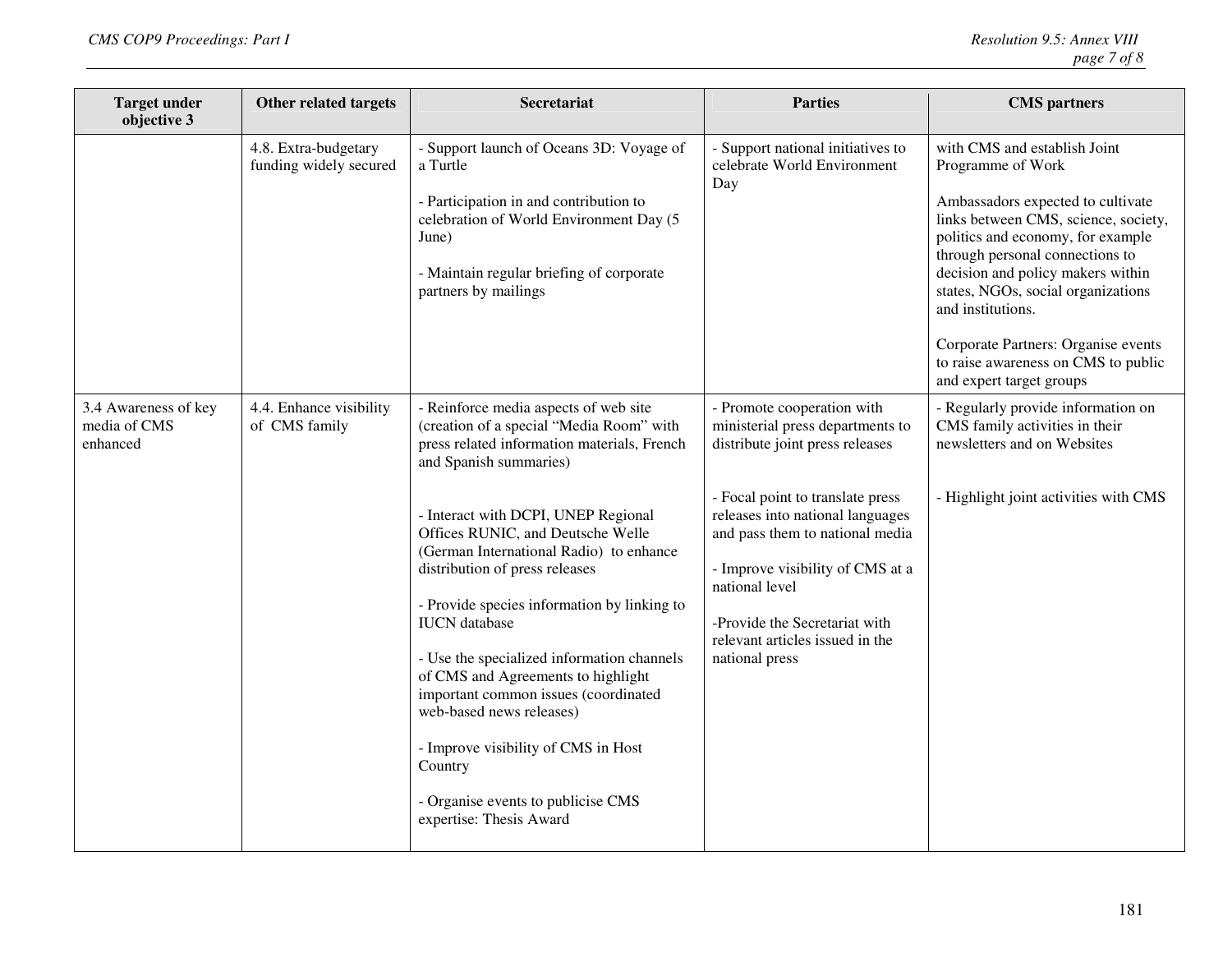| Target under objective 3 | Other related targets | Secretariat | Parties | CMS partners |
|---|---|---|---|---|
| | 4.8. Extra-budgetary funding widely secured | - Support launch of Oceans 3D: Voyage of a Turtle<br><br>- Participation in and contribution to celebration of World Environment Day (5 June)<br><br>- Maintain regular briefing of corporate partners by mailings | - Support national initiatives to celebrate World Environment Day | with CMS and establish Joint Programme of Work<br><br>Ambassadors expected to cultivate links between CMS, science, society, politics and economy, for example through personal connections to decision and policy makers within states, NGOs, social organizations and institutions.<br><br>Corporate Partners: Organise events to raise awareness on CMS to public and expert target groups |
| 3.4 Awareness of key media of CMS enhanced | 4.4. Enhance visibility of CMS family | - Reinforce media aspects of web site (creation of a special "Media Room" with press related information materials, French and Spanish summaries)<br><br>- Interact with DCPI, UNEP Regional Offices RUNIC, and Deutsche Welle (German International Radio) to enhance distribution of press releases<br><br>- Provide species information by linking to IUCN database<br><br>- Use the specialized information channels of CMS and Agreements to highlight important common issues (coordinated web-based news releases)<br><br>- Improve visibility of CMS in Host Country<br><br>- Organise events to publicise CMS expertise: Thesis Award | - Promote cooperation with ministerial press departments to distribute joint press releases<br><br>- Focal point to translate press releases into national languages and pass them to national media<br><br>- Improve visibility of CMS at a national level<br><br>-Provide the Secretariat with relevant articles issued in the national press | - Regularly provide information on CMS family activities in their newsletters and on Websites<br><br>- Highlight joint activities with CMS |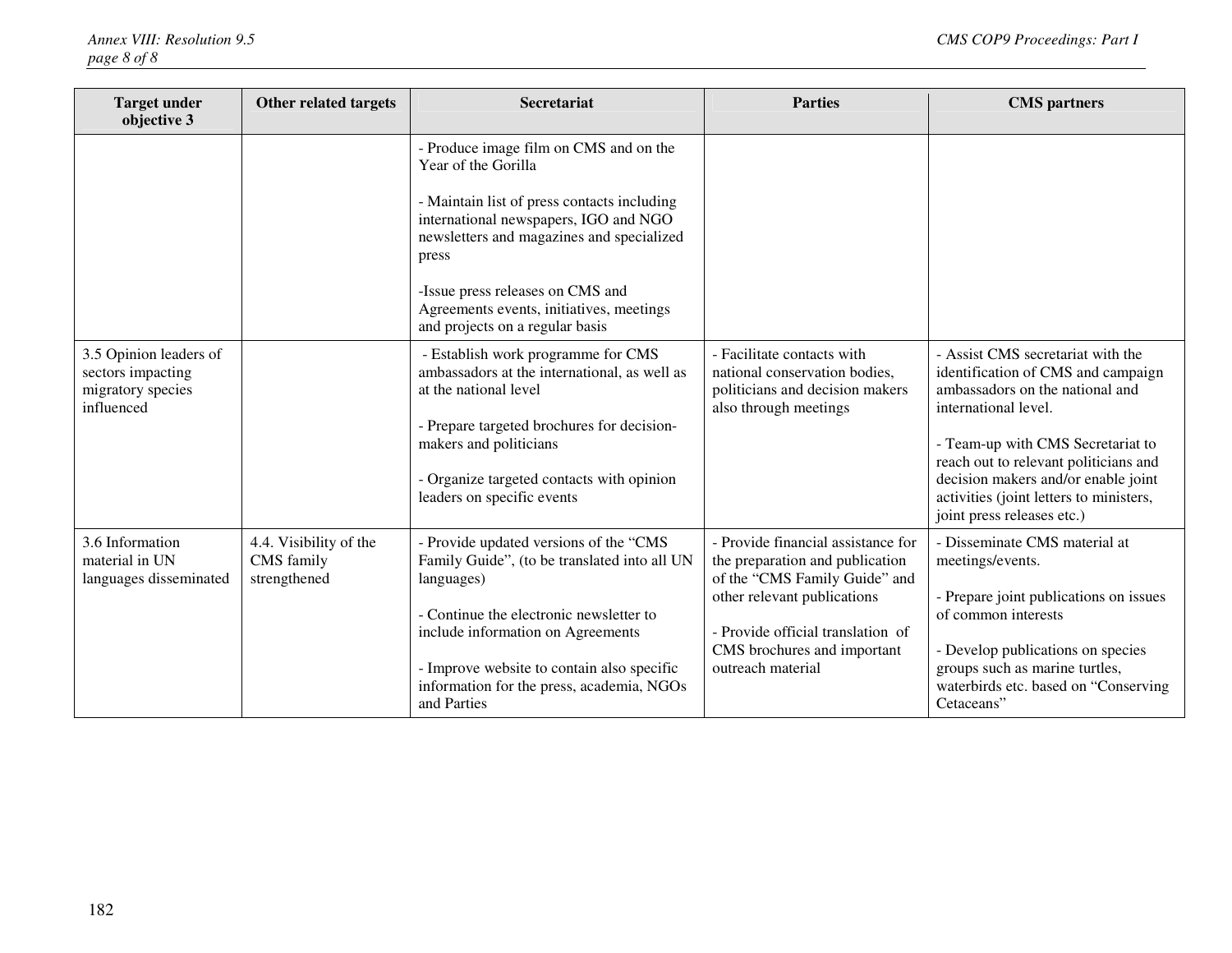| Target under objective 3 | Other related targets | Secretariat | Parties | CMS partners |
|---|---|---|---|---|
| | | - Produce image film on CMS and on the Year of the Gorilla<br><br>- Maintain list of press contacts including international newspapers, IGO and NGO newsletters and magazines and specialized press<br><br>-Issue press releases on CMS and Agreements events, initiatives, meetings and projects on a regular basis | | |
| 3.5 Opinion leaders of sectors impacting migratory species influenced | | - Establish work programme for CMS ambassadors at the international, as well as at the national level<br><br>- Prepare targeted brochures for decision-makers and politicians<br><br>- Organize targeted contacts with opinion leaders on specific events | - Facilitate contacts with national conservation bodies, politicians and decision makers also through meetings | - Assist CMS secretariat with the identification of CMS and campaign ambassadors on the national and international level.<br><br>- Team-up with CMS Secretariat to reach out to relevant politicians and decision makers and/or enable joint activities (joint letters to ministers, joint press releases etc.) |
| 3.6 Information material in UN languages disseminated | 4.4. Visibility of the CMS family strengthened | - Provide updated versions of the “CMS Family Guide”, (to be translated into all UN languages)<br><br>- Continue the electronic newsletter to include information on Agreements<br><br>- Improve website to contain also specific information for the press, academia, NGOs and Parties | - Provide financial assistance for the preparation and publication of the “CMS Family Guide” and other relevant publications<br><br>- Provide official translation of CMS brochures and important outreach material | - Disseminate CMS material at meetings/events.<br><br>- Prepare joint publications on issues of common interests<br><br>- Develop publications on species groups such as marine turtles, waterbirds etc. based on “Conserving Cetaceans” |